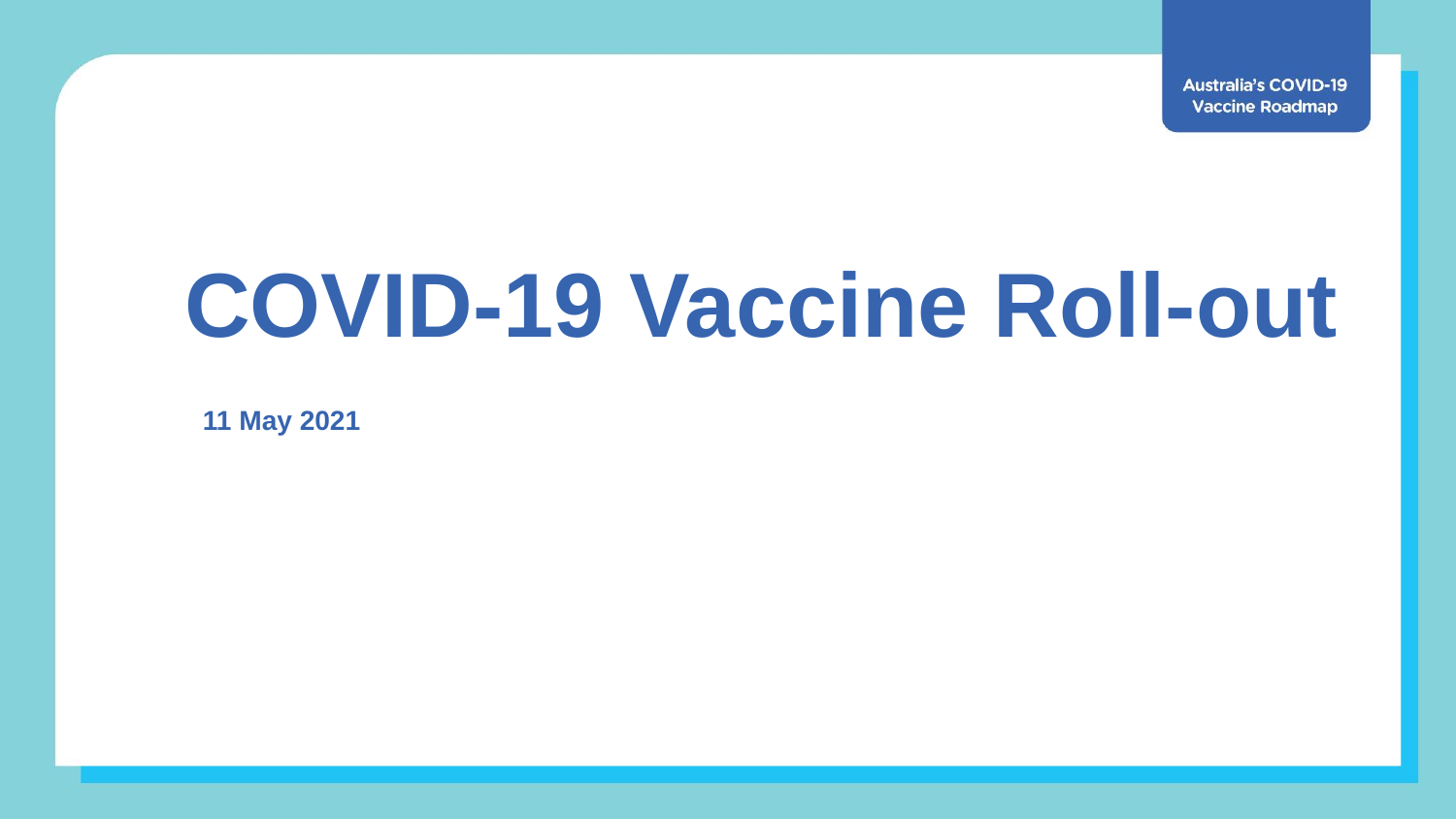Australia's COVID-19 Vaccine Roadmap

# COVID-19 Vaccine Roll-out

**11 May 2021**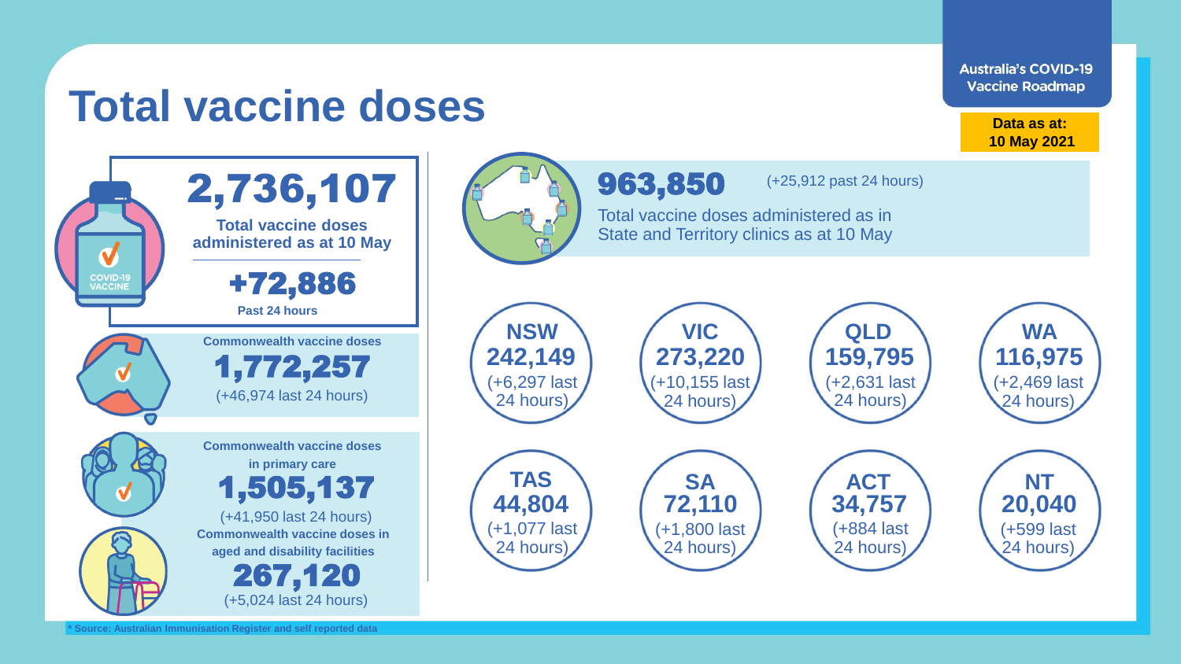# Total vaccine doses

Australia's COVID-19 Vaccine Roadmap

**Data as at: 10 May 2021**

## 2,736,107

**Total vaccine doses administered as at 10 May**

**+72,886**

**Past 24 hours**

**Commonwealth vaccine doses**

**1,772,257**

(+46,974 last 24 hours)

**Commonwealth vaccine doses in primary care**

**1,505,137**

(+41,950 last 24 hours)

**Commonwealth vaccine doses in aged and disability facilities**

**267,120**

(+5,024 last 24 hours)

## 963,850

(+25,912 past 24 hours)

Total vaccine doses administered as in State and Territory clinics as at 10 May

| State/Territory | Doses | Last 24 hours |
|---|---|---|
| NSW | 242,149 | +6,297 |
| VIC | 273,220 | +10,155 |
| QLD | 159,795 | +2,631 |
| WA | 116,975 | +2,469 |
| TAS | 44,804 | +1,077 |
| SA | 72,110 | +1,800 |
| ACT | 34,757 | +884 |
| NT | 20,040 | +599 |

* Source: Australian Immunisation Register and self reported data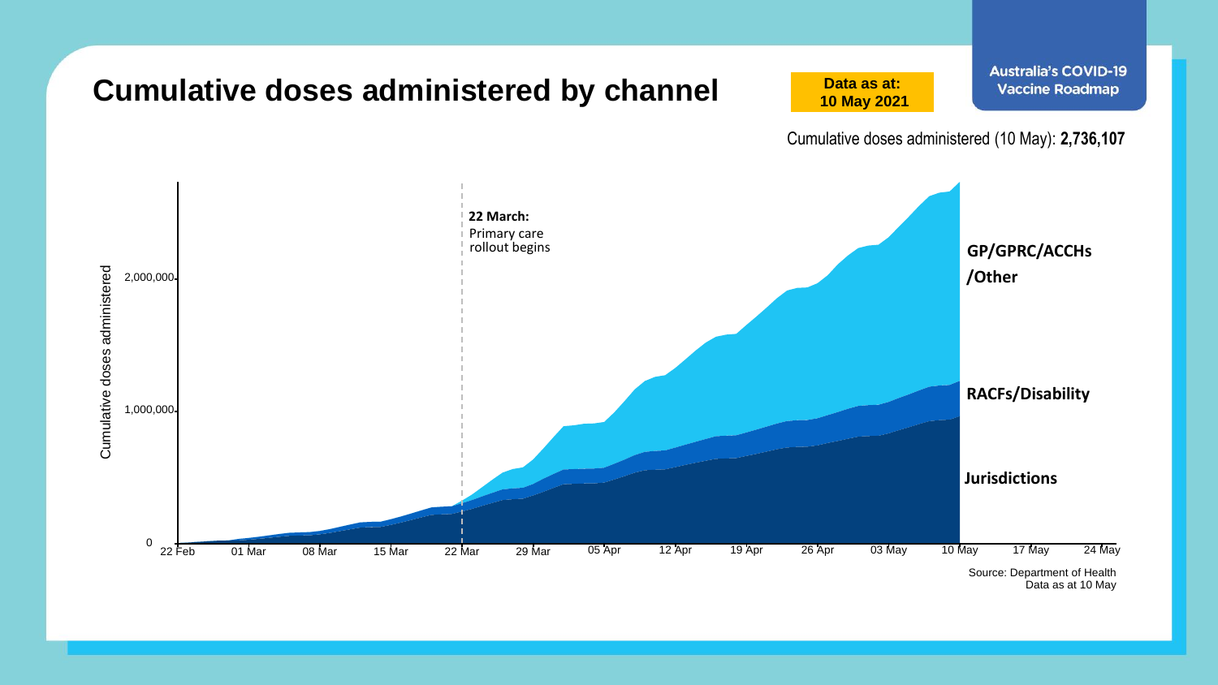# Cumulative doses administered by channel

**Data as at: 10 May 2021**

**Australia's COVID-19 Vaccine Roadmap**

Cumulative doses administered (10 May): **2,736,107**

Cumulative doses administered

2,000,000

1,000,000

0

22 Feb | 01 Mar | 08 Mar | 15 Mar | 22 Mar | 29 Mar | 05 Apr | 12 Apr | 19 Apr | 26 Apr | 03 May | 10 May | 17 May | 24 May

**22 March:** Primary care rollout begins

**GP/GPRC/ACCHs /Other**

**RACFs/Disability**

**Jurisdictions**

Source: Department of Health
Data as at 10 May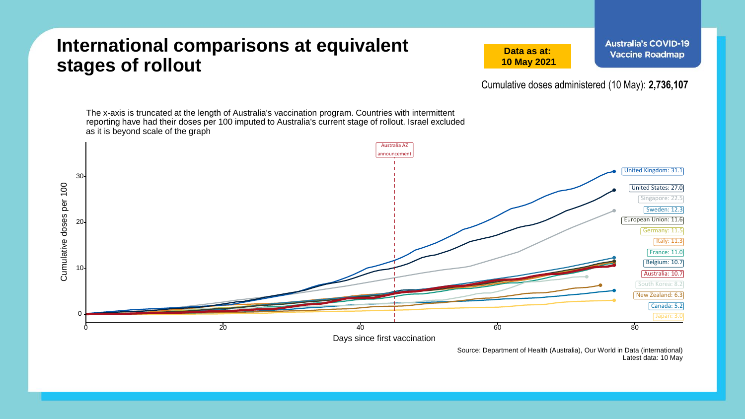# International comparisons at equivalent stages of rollout

**Data as at: 10 May 2021**

**Australia's COVID-19 Vaccine Roadmap**

Cumulative doses administered (10 May): **2,736,107**

The x-axis is truncated at the length of Australia's vaccination program. Countries with intermittent reporting have had their doses per 100 imputed to Australia's current stage of rollout. Israel excluded as it is beyond scale of the graph

Australia AZ announcement

Cumulative doses per 100

Days since first vaccination

- United Kingdom: 31.1
- United States: 27.0
- Singapore: 22.5
- Sweden: 12.3
- European Union: 11.6
- Germany: 11.5
- Italy: 11.3
- France: 11.0
- Belgium: 10.7
- Australia: 10.7
- South Korea: 8.2
- New Zealand: 6.3
- Canada: 5.2
- Japan: 3.0

Source: Department of Health (Australia), Our World in Data (international)
Latest data: 10 May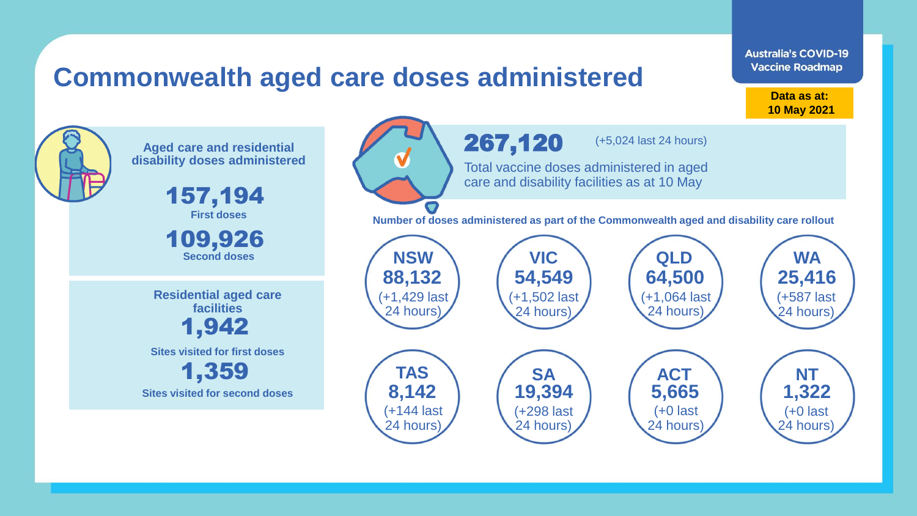# Commonwealth aged care doses administered

Australia's COVID-19 Vaccine Roadmap

**Data as at: 10 May 2021**

## Aged care and residential disability doses administered

**157,194**
First doses

**109,926**
Second doses

## Residential aged care facilities

**1,942**
Sites visited for first doses

**1,359**
Sites visited for second doses

**267,120** (+5,024 last 24 hours)

Total vaccine doses administered in aged care and disability facilities as at 10 May

**Number of doses administered as part of the Commonwealth aged and disability care rollout**

| State/Territory | Doses | Last 24 hours |
|---|---|---|
| NSW | 88,132 | +1,429 |
| VIC | 54,549 | +1,502 |
| QLD | 64,500 | +1,064 |
| WA | 25,416 | +587 |
| TAS | 8,142 | +144 |
| SA | 19,394 | +298 |
| ACT | 5,665 | +0 |
| NT | 1,322 | +0 |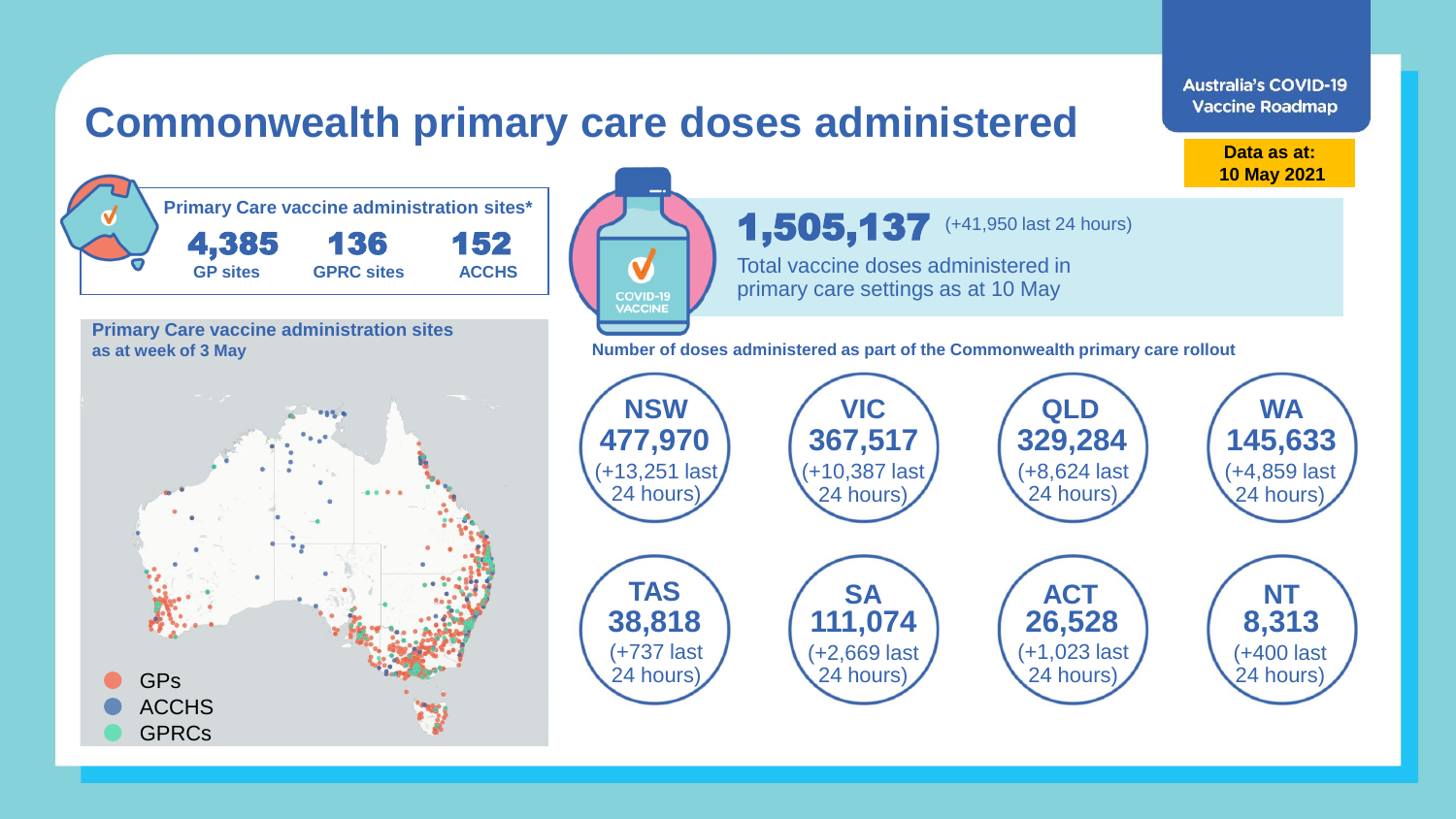Australia's COVID-19 Vaccine Roadmap

**Data as at: 10 May 2021**

# Commonwealth primary care doses administered

**Primary Care vaccine administration sites***

**4,385** GP sites

**136** GPRC sites

**152** ACCHS

**Primary Care vaccine administration sites as at week of 3 May**

GPs
ACCHS
GPRCs

COVID-19 VACCINE

**1,505,137** (+41,950 last 24 hours)

Total vaccine doses administered in primary care settings as at 10 May

**Number of doses administered as part of the Commonwealth primary care rollout**

**NSW**
**477,970**
(+13,251 last 24 hours)

**VIC**
**367,517**
(+10,387 last 24 hours)

**QLD**
**329,284**
(+8,624 last 24 hours)

**WA**
**145,633**
(+4,859 last 24 hours)

**TAS**
**38,818**
(+737 last 24 hours)

**SA**
**111,074**
(+2,669 last 24 hours)

**ACT**
**26,528**
(+1,023 last 24 hours)

**NT**
**8,313**
(+400 last 24 hours)